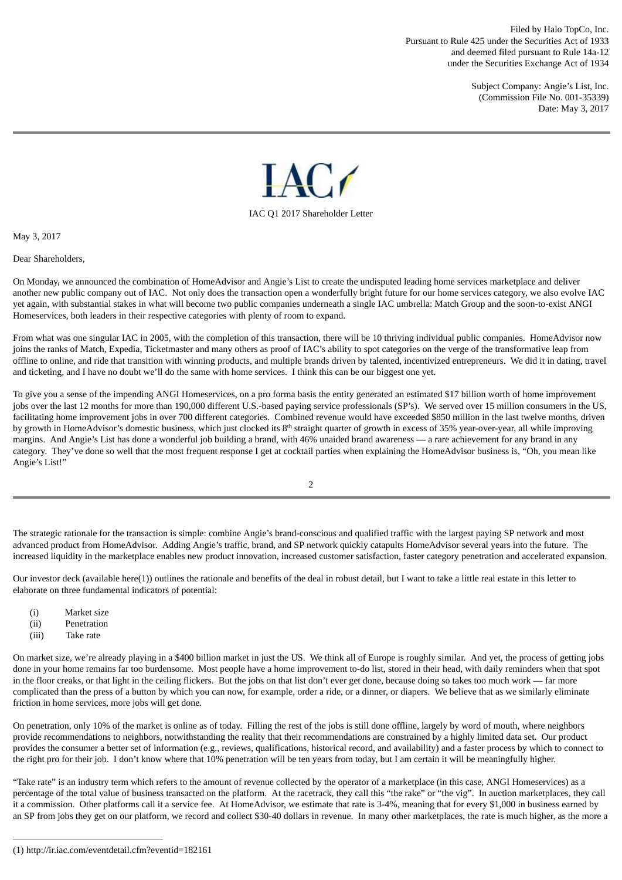Filed by Halo TopCo, Inc.
Pursuant to Rule 425 under the Securities Act of 1933
and deemed filed pursuant to Rule 14a-12
under the Securities Exchange Act of 1934

Subject Company: Angie's List, Inc.
(Commission File No. 001-35339)
Date: May 3, 2017

IAC Q1 2017 Shareholder Letter

May 3, 2017

Dear Shareholders,

On Monday, we announced the combination of HomeAdvisor and Angie's List to create the undisputed leading home services marketplace and deliver another new public company out of IAC. Not only does the transaction open a wonderfully bright future for our home services category, we also evolve IAC yet again, with substantial stakes in what will become two public companies underneath a single IAC umbrella: Match Group and the soon-to-exist ANGI Homeservices, both leaders in their respective categories with plenty of room to expand.

From what was one singular IAC in 2005, with the completion of this transaction, there will be 10 thriving individual public companies. HomeAdvisor now joins the ranks of Match, Expedia, Ticketmaster and many others as proof of IAC's ability to spot categories on the verge of the transformative leap from offline to online, and ride that transition with winning products, and multiple brands driven by talented, incentivized entrepreneurs. We did it in dating, travel and ticketing, and I have no doubt we'll do the same with home services. I think this can be our biggest one yet.

To give you a sense of the impending ANGI Homeservices, on a pro forma basis the entity generated an estimated $17 billion worth of home improvement jobs over the last 12 months for more than 190,000 different U.S.-based paying service professionals (SP's). We served over 15 million consumers in the US, facilitating home improvement jobs in over 700 different categories. Combined revenue would have exceeded $850 million in the last twelve months, driven by growth in HomeAdvisor's domestic business, which just clocked its 8th straight quarter of growth in excess of 35% year-over-year, all while improving margins. And Angie's List has done a wonderful job building a brand, with 46% unaided brand awareness — a rare achievement for any brand in any category. They've done so well that the most frequent response I get at cocktail parties when explaining the HomeAdvisor business is, "Oh, you mean like Angie's List!"

The strategic rationale for the transaction is simple: combine Angie's brand-conscious and qualified traffic with the largest paying SP network and most advanced product from HomeAdvisor. Adding Angie's traffic, brand, and SP network quickly catapults HomeAdvisor several years into the future. The increased liquidity in the marketplace enables new product innovation, increased customer satisfaction, faster category penetration and accelerated expansion.

Our investor deck (available here(1)) outlines the rationale and benefits of the deal in robust detail, but I want to take a little real estate in this letter to elaborate on three fundamental indicators of potential:

(i) Market size
(ii) Penetration
(iii) Take rate

On market size, we're already playing in a $400 billion market in just the US. We think all of Europe is roughly similar. And yet, the process of getting jobs done in your home remains far too burdensome. Most people have a home improvement to-do list, stored in their head, with daily reminders when that spot in the floor creaks, or that light in the ceiling flickers. But the jobs on that list don't ever get done, because doing so takes too much work — far more complicated than the press of a button by which you can now, for example, order a ride, or a dinner, or diapers. We believe that as we similarly eliminate friction in home services, more jobs will get done.

On penetration, only 10% of the market is online as of today. Filling the rest of the jobs is still done offline, largely by word of mouth, where neighbors provide recommendations to neighbors, notwithstanding the reality that their recommendations are constrained by a highly limited data set. Our product provides the consumer a better set of information (e.g., reviews, qualifications, historical record, and availability) and a faster process by which to connect to the right pro for their job. I don't know where that 10% penetration will be ten years from today, but I am certain it will be meaningfully higher.

"Take rate" is an industry term which refers to the amount of revenue collected by the operator of a marketplace (in this case, ANGI Homeservices) as a percentage of the total value of business transacted on the platform. At the racetrack, they call this "the rake" or "the vig". In auction marketplaces, they call it a commission. Other platforms call it a service fee. At HomeAdvisor, we estimate that rate is 3-4%, meaning that for every $1,000 in business earned by an SP from jobs they get on our platform, we record and collect $30-40 dollars in revenue. In many other marketplaces, the rate is much higher, as the more a

(1) http://ir.iac.com/eventdetail.cfm?eventid=182161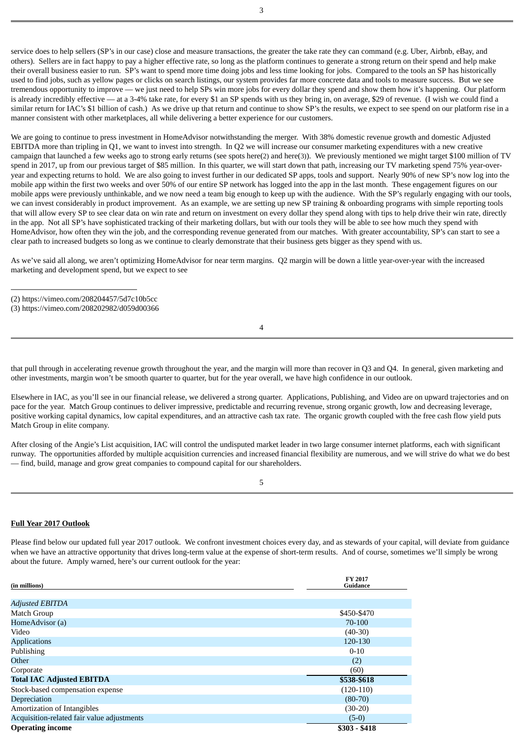service does to help sellers (SP's in our case) close and measure transactions, the greater the take rate they can command (e.g. Uber, Airbnb, eBay, and others). Sellers are in fact happy to pay a higher effective rate, so long as the platform continues to generate a strong return on their spend and help make their overall business easier to run. SP's want to spend more time doing jobs and less time looking for jobs. Compared to the tools an SP has historically used to find jobs, such as yellow pages or clicks on search listings, our system provides far more concrete data and tools to measure success. But we see tremendous opportunity to improve — we just need to help SPs win more jobs for every dollar they spend and show them how it's happening. Our platform is already incredibly effective — at a 3-4% take rate, for every $1 an SP spends with us they bring in, on average, $29 of revenue. (I wish we could find a similar return for IAC's $1 billion of cash.) As we drive up that return and continue to show SP's the results, we expect to see spend on our platform rise in a manner consistent with other marketplaces, all while delivering a better experience for our customers.

We are going to continue to press investment in HomeAdvisor notwithstanding the merger. With 38% domestic revenue growth and domestic Adjusted EBITDA more than tripling in Q1, we want to invest into strength. In Q2 we will increase our consumer marketing expenditures with a new creative campaign that launched a few weeks ago to strong early returns (see spots here(2) and here(3)). We previously mentioned we might target $100 million of TV spend in 2017, up from our previous target of $85 million. In this quarter, we will start down that path, increasing our TV marketing spend 75% year-over-year and expecting returns to hold. We are also going to invest further in our dedicated SP apps, tools and support. Nearly 90% of new SP's now log into the mobile app within the first two weeks and over 50% of our entire SP network has logged into the app in the last month. These engagement figures on our mobile apps were previously unthinkable, and we now need a team big enough to keep up with the audience. With the SP's regularly engaging with our tools, we can invest considerably in product improvement. As an example, we are setting up new SP training & onboarding programs with simple reporting tools that will allow every SP to see clear data on win rate and return on investment on every dollar they spend along with tips to help drive their win rate, directly in the app. Not all SP's have sophisticated tracking of their marketing dollars, but with our tools they will be able to see how much they spend with HomeAdvisor, how often they win the job, and the corresponding revenue generated from our matches. With greater accountability, SP's can start to see a clear path to increased budgets so long as we continue to clearly demonstrate that their business gets bigger as they spend with us.

As we've said all along, we aren't optimizing HomeAdvisor for near term margins. Q2 margin will be down a little year-over-year with the increased marketing and development spend, but we expect to see that pull through in accelerating revenue growth throughout the year, and the margin will more than recover in Q3 and Q4. In general, given marketing and other investments, margin won't be smooth quarter to quarter, but for the year overall, we have high confidence in our outlook.

(2) https://vimeo.com/208204457/5d7c10b5cc
(3) https://vimeo.com/208202982/d059d00366

Elsewhere in IAC, as you'll see in our financial release, we delivered a strong quarter. Applications, Publishing, and Video are on upward trajectories and on pace for the year. Match Group continues to deliver impressive, predictable and recurring revenue, strong organic growth, low and decreasing leverage, positive working capital dynamics, low capital expenditures, and an attractive cash tax rate. The organic growth coupled with the free cash flow yield puts Match Group in elite company.

After closing of the Angie's List acquisition, IAC will control the undisputed market leader in two large consumer internet platforms, each with significant runway. The opportunities afforded by multiple acquisition currencies and increased financial flexibility are numerous, and we will strive do what we do best — find, build, manage and grow great companies to compound capital for our shareholders.

**Full Year 2017 Outlook**

Please find below our updated full year 2017 outlook. We confront investment choices every day, and as stewards of your capital, will deviate from guidance when we have an attractive opportunity that drives long-term value at the expense of short-term results. And of course, sometimes we'll simply be wrong about the future. Amply warned, here's our current outlook for the year:

| (in millions) | FY 2017 Guidance |
|---|---|
| *Adjusted EBITDA* | |
| Match Group | $450-$470 |
| HomeAdvisor (a) | 70-100 |
| Video | (40-30) |
| Applications | 120-130 |
| Publishing | 0-10 |
| Other | (2) |
| Corporate | (60) |
| **Total IAC Adjusted EBITDA** | **$538-$618** |
| Stock-based compensation expense | (120-110) |
| Depreciation | (80-70) |
| Amortization of Intangibles | (30-20) |
| Acquisition-related fair value adjustments | (5-0) |
| **Operating income** | **$303 - $418** |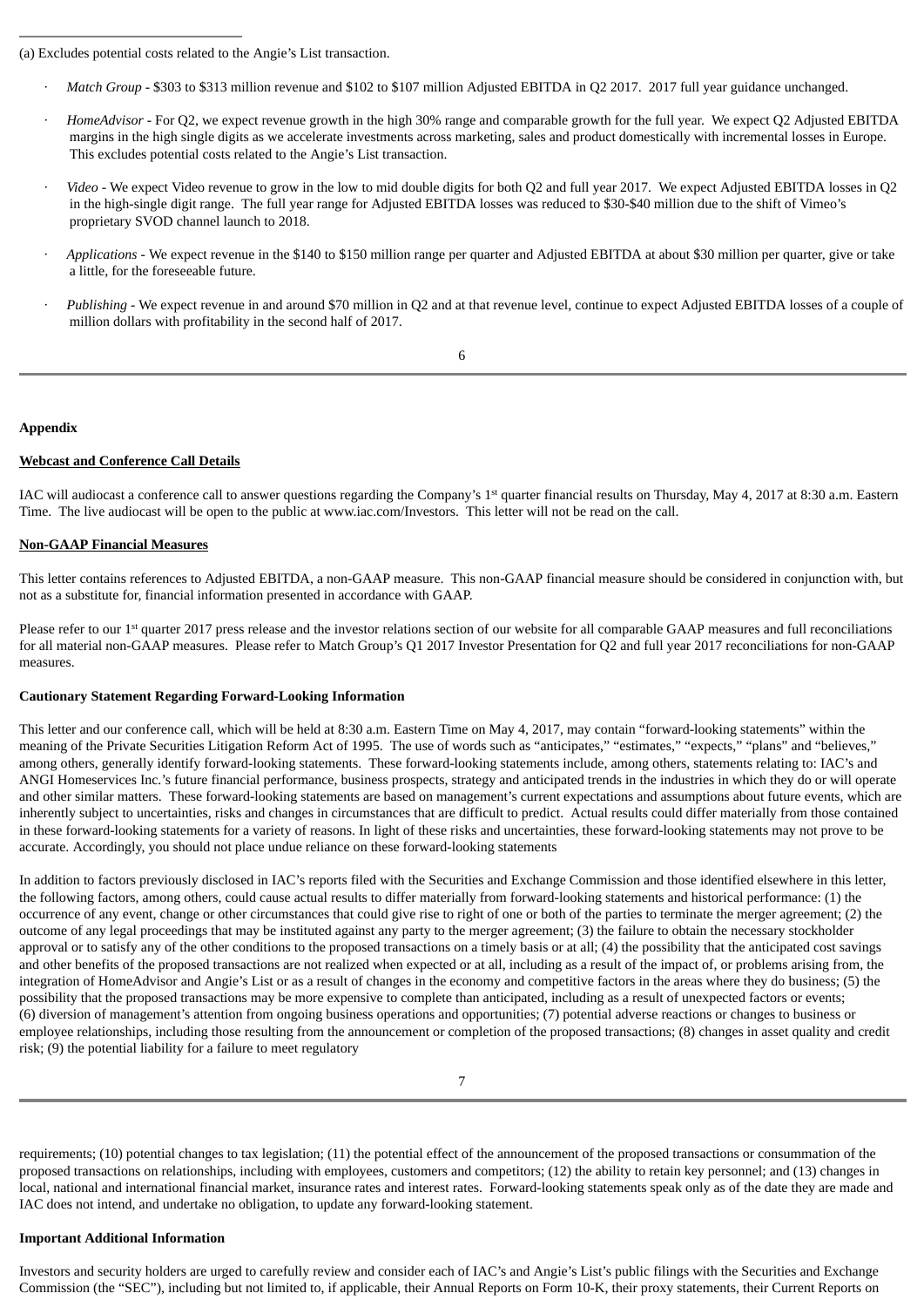(a) Excludes potential costs related to the Angie's List transaction.

- *Match Group* - \$303 to \$313 million revenue and \$102 to \$107 million Adjusted EBITDA in Q2 2017. 2017 full year guidance unchanged.

- *HomeAdvisor* - For Q2, we expect revenue growth in the high 30% range and comparable growth for the full year. We expect Q2 Adjusted EBITDA margins in the high single digits as we accelerate investments across marketing, sales and product domestically with incremental losses in Europe. This excludes potential costs related to the Angie's List transaction.

- *Video* - We expect Video revenue to grow in the low to mid double digits for both Q2 and full year 2017. We expect Adjusted EBITDA losses in Q2 in the high-single digit range. The full year range for Adjusted EBITDA losses was reduced to \$30-\$40 million due to the shift of Vimeo's proprietary SVOD channel launch to 2018.

- *Applications* - We expect revenue in the \$140 to \$150 million range per quarter and Adjusted EBITDA at about \$30 million per quarter, give or take a little, for the foreseeable future.

- *Publishing* - We expect revenue in and around \$70 million in Q2 and at that revenue level, continue to expect Adjusted EBITDA losses of a couple of million dollars with profitability in the second half of 2017.

**Appendix**

**Webcast and Conference Call Details**

IAC will audiocast a conference call to answer questions regarding the Company's 1st quarter financial results on Thursday, May 4, 2017 at 8:30 a.m. Eastern Time. The live audiocast will be open to the public at www.iac.com/Investors. This letter will not be read on the call.

**Non-GAAP Financial Measures**

This letter contains references to Adjusted EBITDA, a non-GAAP measure. This non-GAAP financial measure should be considered in conjunction with, but not as a substitute for, financial information presented in accordance with GAAP.

Please refer to our 1st quarter 2017 press release and the investor relations section of our website for all comparable GAAP measures and full reconciliations for all material non-GAAP measures. Please refer to Match Group's Q1 2017 Investor Presentation for Q2 and full year 2017 reconciliations for non-GAAP measures.

**Cautionary Statement Regarding Forward-Looking Information**

This letter and our conference call, which will be held at 8:30 a.m. Eastern Time on May 4, 2017, may contain "forward-looking statements" within the meaning of the Private Securities Litigation Reform Act of 1995. The use of words such as "anticipates," "estimates," "expects," "plans" and "believes," among others, generally identify forward-looking statements. These forward-looking statements include, among others, statements relating to: IAC's and ANGI Homeservices Inc.'s future financial performance, business prospects, strategy and anticipated trends in the industries in which they do or will operate and other similar matters. These forward-looking statements are based on management's current expectations and assumptions about future events, which are inherently subject to uncertainties, risks and changes in circumstances that are difficult to predict. Actual results could differ materially from those contained in these forward-looking statements for a variety of reasons. In light of these risks and uncertainties, these forward-looking statements may not prove to be accurate. Accordingly, you should not place undue reliance on these forward-looking statements

In addition to factors previously disclosed in IAC's reports filed with the Securities and Exchange Commission and those identified elsewhere in this letter, the following factors, among others, could cause actual results to differ materially from forward-looking statements and historical performance: (1) the occurrence of any event, change or other circumstances that could give rise to right of one or both of the parties to terminate the merger agreement; (2) the outcome of any legal proceedings that may be instituted against any party to the merger agreement; (3) the failure to obtain the necessary stockholder approval or to satisfy any of the other conditions to the proposed transactions on a timely basis or at all; (4) the possibility that the anticipated cost savings and other benefits of the proposed transactions are not realized when expected or at all, including as a result of the impact of, or problems arising from, the integration of HomeAdvisor and Angie's List or as a result of changes in the economy and competitive factors in the areas where they do business; (5) the possibility that the proposed transactions may be more expensive to complete than anticipated, including as a result of unexpected factors or events; (6) diversion of management's attention from ongoing business operations and opportunities; (7) potential adverse reactions or changes to business or employee relationships, including those resulting from the announcement or completion of the proposed transactions; (8) changes in asset quality and credit risk; (9) the potential liability for a failure to meet regulatory requirements; (10) potential changes to tax legislation; (11) the potential effect of the announcement of the proposed transactions or consummation of the proposed transactions on relationships, including with employees, customers and competitors; (12) the ability to retain key personnel; and (13) changes in local, national and international financial market, insurance rates and interest rates. Forward-looking statements speak only as of the date they are made and IAC does not intend, and undertake no obligation, to update any forward-looking statement.

**Important Additional Information**

Investors and security holders are urged to carefully review and consider each of IAC's and Angie's List's public filings with the Securities and Exchange Commission (the "SEC"), including but not limited to, if applicable, their Annual Reports on Form 10-K, their proxy statements, their Current Reports on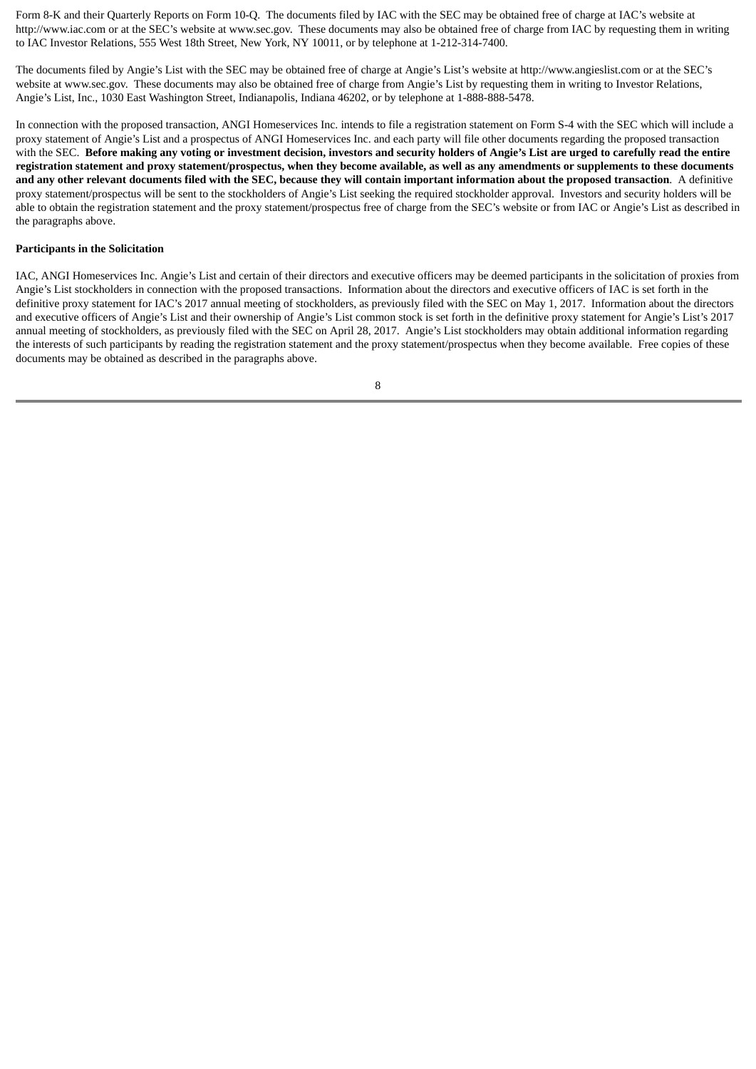Form 8-K and their Quarterly Reports on Form 10-Q. The documents filed by IAC with the SEC may be obtained free of charge at IAC's website at http://www.iac.com or at the SEC's website at www.sec.gov. These documents may also be obtained free of charge from IAC by requesting them in writing to IAC Investor Relations, 555 West 18th Street, New York, NY 10011, or by telephone at 1-212-314-7400.

The documents filed by Angie's List with the SEC may be obtained free of charge at Angie's List's website at http://www.angieslist.com or at the SEC's website at www.sec.gov. These documents may also be obtained free of charge from Angie's List by requesting them in writing to Investor Relations, Angie's List, Inc., 1030 East Washington Street, Indianapolis, Indiana 46202, or by telephone at 1-888-888-5478.

In connection with the proposed transaction, ANGI Homeservices Inc. intends to file a registration statement on Form S-4 with the SEC which will include a proxy statement of Angie's List and a prospectus of ANGI Homeservices Inc. and each party will file other documents regarding the proposed transaction with the SEC. **Before making any voting or investment decision, investors and security holders of Angie's List are urged to carefully read the entire registration statement and proxy statement/prospectus, when they become available, as well as any amendments or supplements to these documents and any other relevant documents filed with the SEC, because they will contain important information about the proposed transaction**. A definitive proxy statement/prospectus will be sent to the stockholders of Angie's List seeking the required stockholder approval. Investors and security holders will be able to obtain the registration statement and the proxy statement/prospectus free of charge from the SEC's website or from IAC or Angie's List as described in the paragraphs above.

**Participants in the Solicitation**

IAC, ANGI Homeservices Inc. Angie's List and certain of their directors and executive officers may be deemed participants in the solicitation of proxies from Angie's List stockholders in connection with the proposed transactions. Information about the directors and executive officers of IAC is set forth in the definitive proxy statement for IAC's 2017 annual meeting of stockholders, as previously filed with the SEC on May 1, 2017. Information about the directors and executive officers of Angie's List and their ownership of Angie's List common stock is set forth in the definitive proxy statement for Angie's List's 2017 annual meeting of stockholders, as previously filed with the SEC on April 28, 2017. Angie's List stockholders may obtain additional information regarding the interests of such participants by reading the registration statement and the proxy statement/prospectus when they become available. Free copies of these documents may be obtained as described in the paragraphs above.